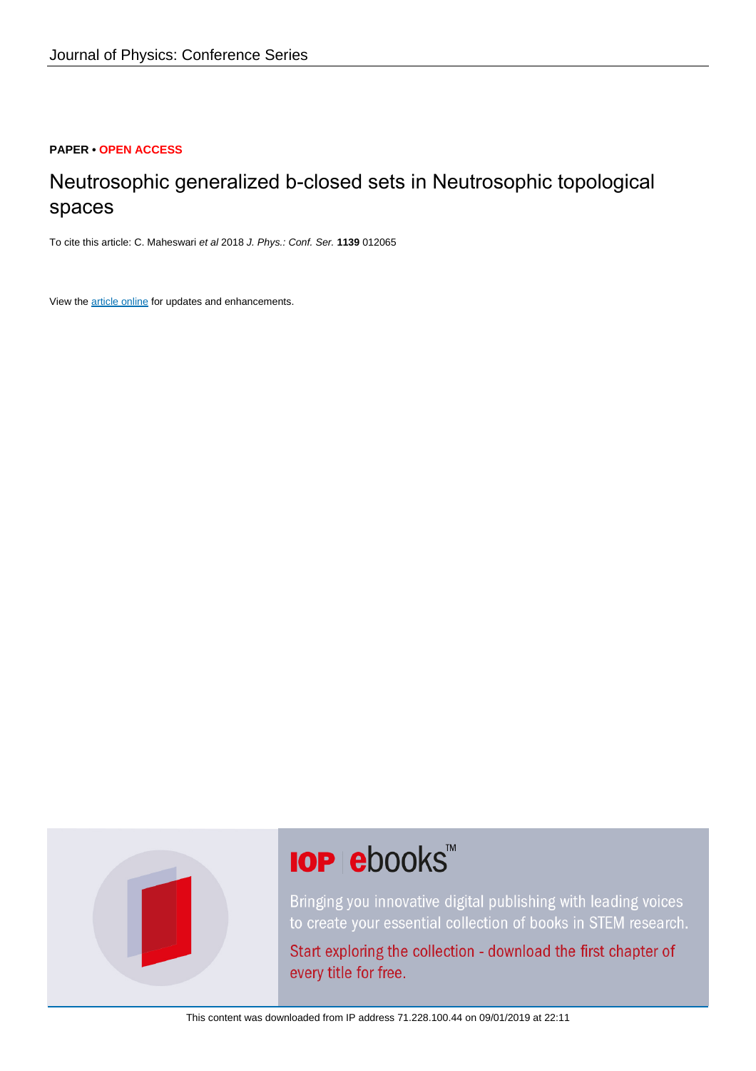**PAPER • OPEN ACCESS**

# Neutrosophic generalized b-closed sets in Neutrosophic topological spaces

To cite this article: C. Maheswari *et al* 2018 *J. Phys.: Conf. Ser.* **1139** 012065

View the article online for updates and enhancements.

This content was downloaded from IP address 71.228.100.44 on 09/01/2019 at 22:11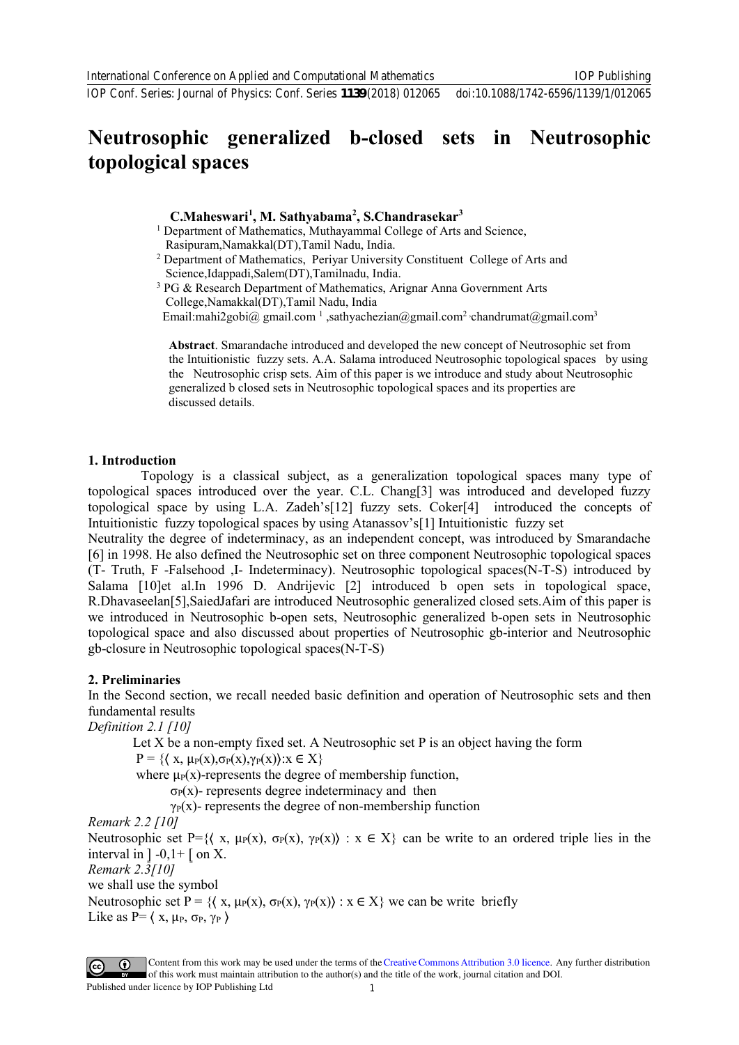# Neutrosophic generalized b-closed sets in Neutrosophic topological spaces

**C.Maheswari[1], M. Sathyabama[2], S.Chandrasekar[3]**

[1] Department of Mathematics, Muthayammal College of Arts and Science, Rasipuram,Namakkal(DT),Tamil Nadu, India.

[2] Department of Mathematics, Periyar University Constituent College of Arts and Science,Idappadi,Salem(DT),Tamilnadu, India.

[3] PG & Research Department of Mathematics, Arignar Anna Government Arts College,Namakkal(DT),Tamil Nadu, India

Email:mahi2gobi@ gmail.com [1] ,sathyachezian@gmail.com[2] ,chandrumat@gmail.com[3]

**Abstract**. Smarandache introduced and developed the new concept of Neutrosophic set from the Intuitionistic fuzzy sets. A.A. Salama introduced Neutrosophic topological spaces by using the Neutrosophic crisp sets. Aim of this paper is we introduce and study about Neutrosophic generalized b closed sets in Neutrosophic topological spaces and its properties are discussed details.

## 1. Introduction

Topology is a classical subject, as a generalization topological spaces many type of topological spaces introduced over the year. C.L. Chang[3] was introduced and developed fuzzy topological space by using L.A. Zadeh's[12] fuzzy sets. Coker[4] introduced the concepts of Intuitionistic fuzzy topological spaces by using Atanassov's[1] Intuitionistic fuzzy set

Neutrality the degree of indeterminacy, as an independent concept, was introduced by Smarandache [6] in 1998. He also defined the Neutrosophic set on three component Neutrosophic topological spaces (T- Truth, F -Falsehood ,I- Indeterminacy). Neutrosophic topological spaces(N-T-S) introduced by Salama [10]et al.In 1996 D. Andrijevic [2] introduced b open sets in topological space, R.Dhavaseelan[5],SaiedJafari are introduced Neutrosophic generalized closed sets.Aim of this paper is we introduced in Neutrosophic b-open sets, Neutrosophic generalized b-open sets in Neutrosophic topological space and also discussed about properties of Neutrosophic gb-interior and Neutrosophic gb-closure in Neutrosophic topological spaces(N-T-S)

## 2. Preliminaries

In the Second section, we recall needed basic definition and operation of Neutrosophic sets and then fundamental results

*Definition 2.1 [10]*

Let X be a non-empty fixed set. A Neutrosophic set P is an object having the form

$P = \{\langle x, \mu_P(x),\sigma_P(x),\gamma_P(x)\rangle : x \in X\}$

where $\mu_P(x)$-represents the degree of membership function,

$\sigma_P(x)$- represents degree indeterminacy and then

$\gamma_P(x)$- represents the degree of non-membership function

*Remark 2.2 [10]*

Neutrosophic set $P=\{\langle x, \mu_P(x), \sigma_P(x), \gamma_P(x)\rangle : x \in X\}$ can be write to an ordered triple lies in the interval in $]^-0,1^+[$ on X.

*Remark 2.3[10]*

we shall use the symbol

Neutrosophic set $P = \{\langle x, \mu_P(x), \sigma_P(x), \gamma_P(x)\rangle : x \in X\}$ we can be write briefly

Like as $P= \langle x, \mu_P, \sigma_P, \gamma_P \rangle$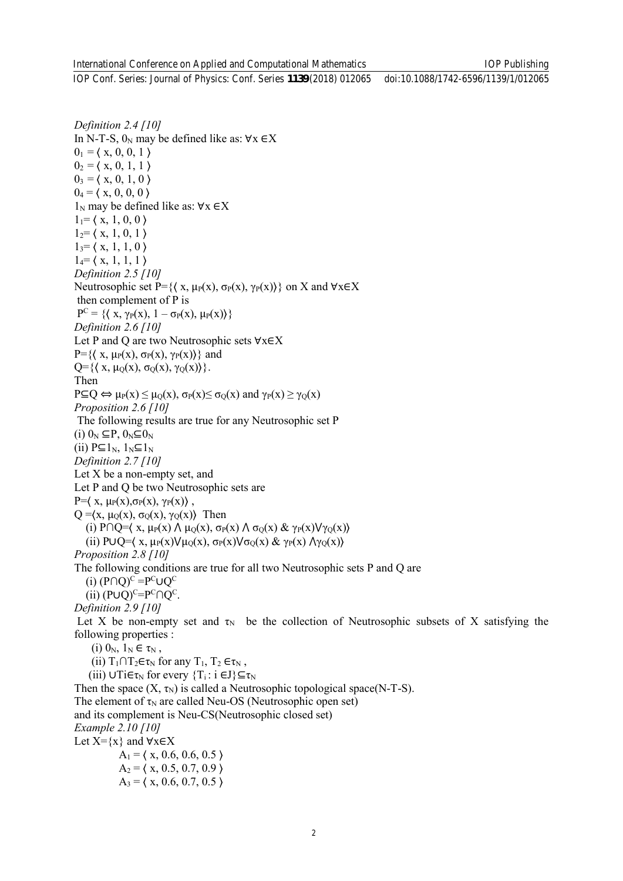*Definition 2.4 [10]*

In N-T-S, $0_N$ may be defined like as: $\forall x \in X$

$0_1 = \langle x, 0, 0, 1 \rangle$

$0_2 = \langle x, 0, 1, 1 \rangle$

$0_3 = \langle x, 0, 1, 0 \rangle$

$0_4 = \langle x, 0, 0, 0 \rangle$

$1_N$ may be defined like as: $\forall x \in X$

$1_1 = \langle x, 1, 0, 0 \rangle$

$1_2 = \langle x, 1, 0, 1 \rangle$

$1_3 = \langle x, 1, 1, 0 \rangle$

$1_4 = \langle x, 1, 1, 1 \rangle$

*Definition 2.5 [10]*

Neutrosophic set $P=\{\langle x, \mu_P(x), \sigma_P(x), \gamma_P(x)\rangle\}$ on X and $\forall x \in X$ then complement of P is

$P^C = \{\langle x, \gamma_P(x), 1 - \sigma_P(x), \mu_P(x)\rangle\}$

*Definition 2.6 [10]*

Let P and Q are two Neutrosophic sets $\forall x \in X$

$P=\{\langle x, \mu_P(x), \sigma_P(x), \gamma_P(x)\rangle\}$ and

$Q=\{\langle x, \mu_Q(x), \sigma_Q(x), \gamma_Q(x)\rangle\}$.

Then

$P \subseteq Q \Leftrightarrow \mu_P(x) \leq \mu_Q(x), \sigma_P(x) \leq \sigma_Q(x)$ and $\gamma_P(x) \geq \gamma_Q(x)$

*Proposition 2.6 [10]*

The following results are true for any Neutrosophic set P

(i) $0_N \subseteq P$, $0_N \subseteq 0_N$

(ii) $P \subseteq 1_N$, $1_N \subseteq 1_N$

*Definition 2.7 [10]*

Let X be a non-empty set, and

Let P and Q be two Neutrosophic sets are

$P=\langle x, \mu_P(x), \sigma_P(x), \gamma_P(x)\rangle$,

$Q=\langle x, \mu_Q(x), \sigma_Q(x), \gamma_Q(x)\rangle$ Then

(i) $P \cap Q=\langle x, \mu_P(x) \wedge \mu_Q(x), \sigma_P(x) \wedge \sigma_Q(x)$ & $\gamma_P(x) \vee \gamma_Q(x)\rangle$

(ii) $P \cup Q=\langle x, \mu_P(x) \vee \mu_Q(x), \sigma_P(x) \vee \sigma_Q(x)$ & $\gamma_P(x) \wedge \gamma_Q(x)\rangle$

*Proposition 2.8 [10]*

The following conditions are true for all two Neutrosophic sets P and Q are

(i) $(P \cap Q)^C = P^C \cup Q^C$

(ii) $(P \cup Q)^C = P^C \cap Q^C$.

*Definition 2.9 [10]*

Let X be non-empty set and $\tau_N$ be the collection of Neutrosophic subsets of X satisfying the following properties :

(i) $0_N, 1_N \in \tau_N$,

(ii) $T_1 \cap T_2 \in \tau_N$ for any $T_1, T_2 \in \tau_N$,

(iii) $\cup T_i \in \tau_N$ for every $\{T_i : i \in J\} \subseteq \tau_N$

Then the space $(X, \tau_N)$ is called a Neutrosophic topological space(N-T-S).

The element of $\tau_N$ are called Neu-OS (Neutrosophic open set)

and its complement is Neu-CS(Neutrosophic closed set)

*Example 2.10 [10]*

Let $X=\{x\}$ and $\forall x \in X$

$A_1 = \langle x, 0.6, 0.6, 0.5 \rangle$

$A_2 = \langle x, 0.5, 0.7, 0.9 \rangle$

$A_3 = \langle x, 0.6, 0.7, 0.5 \rangle$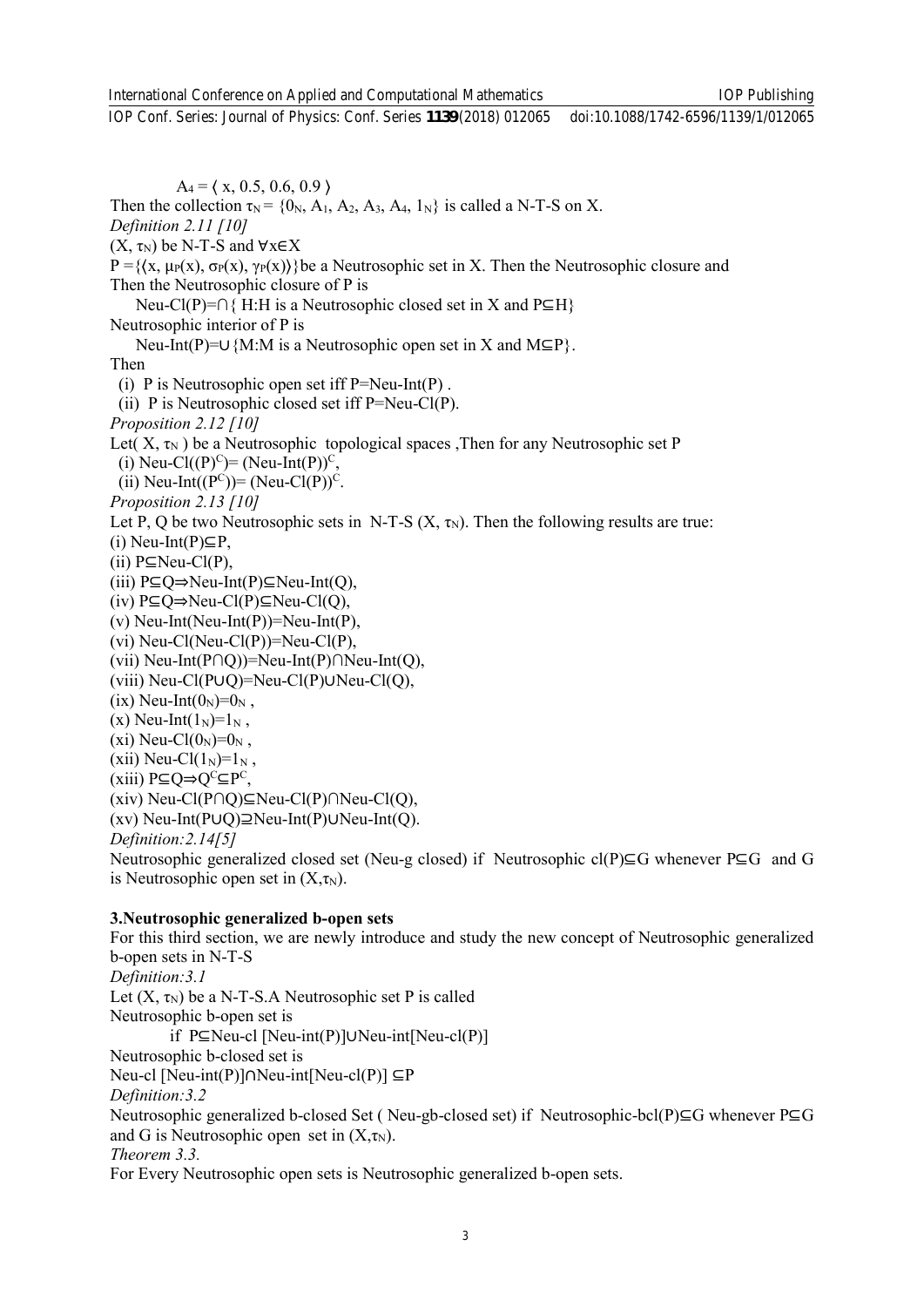$A_4 = \langle x, 0.5, 0.6, 0.9 \rangle$

Then the collection $\tau_N = \{0_N, A_1, A_2, A_3, A_4, 1_N\}$ is called a N-T-S on X.

*Definition 2.11 [10]*

$(X, \tau_N)$ be N-T-S and $\forall x \in X$

$P = \{\langle x, \mu_P(x), \sigma_P(x), \gamma_P(x)\rangle\}$ be a Neutrosophic set in X. Then the Neutrosophic closure and Then the Neutrosophic closure of P is

Neu-Cl(P)=$\cap$\{ H:H is a Neutrosophic closed set in X and P$\subseteq$H\}

Neutrosophic interior of P is

Neu-Int(P)=$\cup$\{M:M is a Neutrosophic open set in X and M$\subseteq$P\}.

Then

(i) P is Neutrosophic open set iff P=Neu-Int(P) .

(ii) P is Neutrosophic closed set iff P=Neu-Cl(P).

*Proposition 2.12 [10]*

Let( X, $\tau_N$ ) be a Neutrosophic topological spaces ,Then for any Neutrosophic set P

(i) Neu-Cl($(P)^C$)= $(\text{Neu-Int}(P))^C$,

(ii) Neu-Int($(P^C)$)= $(\text{Neu-Cl}(P))^C$.

*Proposition 2.13 [10]*

Let P, Q be two Neutrosophic sets in N-T-S $(X, \tau_N)$. Then the following results are true:

(i) Neu-Int(P)$\subseteq$P,

(ii) P$\subseteq$Neu-Cl(P),

(iii) P$\subseteq$Q$\Rightarrow$Neu-Int(P)$\subseteq$Neu-Int(Q),

(iv) P$\subseteq$Q$\Rightarrow$Neu-Cl(P)$\subseteq$Neu-Cl(Q),

(v) Neu-Int(Neu-Int(P))=Neu-Int(P),

(vi) Neu-Cl(Neu-Cl(P))=Neu-Cl(P),

(vii) Neu-Int(P$\cap$Q))=Neu-Int(P)$\cap$Neu-Int(Q),

(viii) Neu-Cl(P$\cup$Q)=Neu-Cl(P)$\cup$Neu-Cl(Q),

(ix) Neu-Int($0_N$)=$0_N$ ,

(x) Neu-Int($1_N$)=$1_N$ ,

(xi) Neu-Cl($0_N$)=$0_N$ ,

(xii) Neu-Cl($1_N$)=$1_N$ ,

(xiii) P$\subseteq$Q$\Rightarrow Q^C \subseteq P^C$,

(xiv) Neu-Cl(P$\cap$Q)$\subseteq$Neu-Cl(P)$\cap$Neu-Cl(Q),

(xv) Neu-Int(P$\cup$Q)$\supseteq$Neu-Int(P)$\cup$Neu-Int(Q).

*Definition:2.14[5]*

Neutrosophic generalized closed set (Neu-g closed) if Neutrosophic cl(P)$\subseteq$G whenever P$\subseteq$G and G is Neutrosophic open set in $(X,\tau_N)$.

## 3.Neutrosophic generalized b-open sets

For this third section, we are newly introduce and study the new concept of Neutrosophic generalized b-open sets in N-T-S

*Definition:3.1*

Let $(X, \tau_N)$ be a N-T-S.A Neutrosophic set P is called

Neutrosophic b-open set is

if P$\subseteq$Neu-cl [Neu-int(P)]$\cup$Neu-int[Neu-cl(P)]

Neutrosophic b-closed set is

Neu-cl [Neu-int(P)]$\cap$Neu-int[Neu-cl(P)] $\subseteq$P

*Definition:3.2*

Neutrosophic generalized b-closed Set ( Neu-gb-closed set) if Neutrosophic-bcl(P)$\subseteq$G whenever P$\subseteq$G and G is Neutrosophic open set in $(X,\tau_N)$.

*Theorem 3.3.*

For Every Neutrosophic open sets is Neutrosophic generalized b-open sets.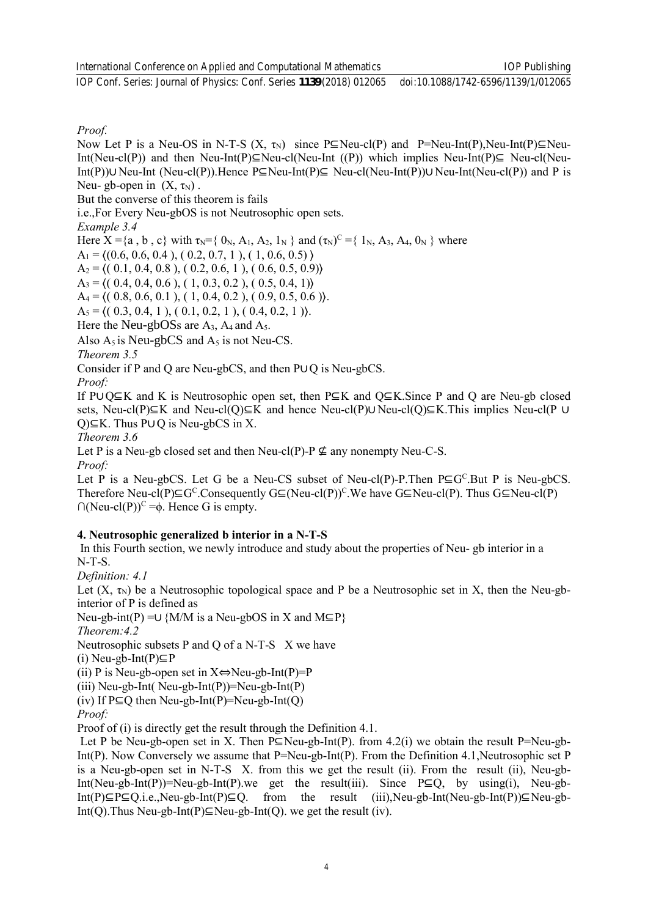*Proof.*

Now Let P is a Neu-OS in N-T-S $(X, \tau_N)$ since P⊆Neu-cl(P) and P=Neu-Int(P),Neu-Int(P)⊆Neu-Int(Neu-cl(P)) and then Neu-Int(P)⊆Neu-cl(Neu-Int ((P)) which implies Neu-Int(P)⊆ Neu-cl(Neu-Int(P))∪Neu-Int (Neu-cl(P)).Hence P⊆Neu-Int(P)⊆ Neu-cl(Neu-Int(P))∪Neu-Int(Neu-cl(P)) and P is Neu- gb-open in $(X, \tau_N)$ .

But the converse of this theorem is fails

i.e.,For Every Neu-gbOS is not Neutrosophic open sets.

*Example 3.4*

Here X ={a , b , c} with $\tau_N$={ $0_N$, $A_1$, $A_2$, $1_N$ } and $(\tau_N)^C$ ={ $1_N$, $A_3$, $A_4$, $0_N$ } where

$A_1$ = ⟨(0.6, 0.6, 0.4 ), ( 0.2, 0.7, 1 ), ( 1, 0.6, 0.5) ⟩

$A_2$ = ⟨( 0.1, 0.4, 0.8 ), ( 0.2, 0.6, 1 ), ( 0.6, 0.5, 0.9)⟩

$A_3$ = ⟨( 0.4, 0.4, 0.6 ), ( 1, 0.3, 0.2 ), ( 0.5, 0.4, 1)⟩

$A_4$ = ⟨( 0.8, 0.6, 0.1 ), ( 1, 0.4, 0.2 ), ( 0.9, 0.5, 0.6 )⟩.

$A_5$ = ⟨( 0.3, 0.4, 1 ), ( 0.1, 0.2, 1 ), ( 0.4, 0.2, 1 )⟩.

Here the Neu-gbOSs are $A_3$, $A_4$ and $A_5$.

Also $A_5$ is Neu-gbCS and $A_5$ is not Neu-CS.

*Theorem 3.5*

Consider if P and Q are Neu-gbCS, and then P∪Q is Neu-gbCS.

*Proof:*

If P∪Q⊆K and K is Neutrosophic open set, then P⊆K and Q⊆K.Since P and Q are Neu-gb closed sets, Neu-cl(P)⊆K and Neu-cl(Q)⊆K and hence Neu-cl(P)∪Neu-cl(Q)⊆K.This implies Neu-cl(P ∪ Q)⊆K. Thus P∪Q is Neu-gbCS in X.

*Theorem 3.6*

Let P is a Neu-gb closed set and then Neu-cl(P)-P ⊈ any nonempty Neu-C-S.

*Proof:*

Let P is a Neu-gbCS. Let G be a Neu-CS subset of Neu-cl(P)-P.Then P⊆$G^C$.But P is Neu-gbCS. Therefore Neu-cl(P)⊆$G^C$.Consequently G⊆$(\text{Neu-cl(P)})^C$.We have G⊆Neu-cl(P). Thus G⊆Neu-cl(P) ∩$(\text{Neu-cl(P)})^C$ =ϕ. Hence G is empty.

## 4. Neutrosophic generalized b interior in a N-T-S

In this Fourth section, we newly introduce and study about the properties of Neu- gb interior in a N-T-S.

*Definition: 4.1*

Let $(X, \tau_N)$ be a Neutrosophic topological space and P be a Neutrosophic set in X, then the Neu-gb-interior of P is defined as

Neu-gb-int(P) =∪ {M/M is a Neu-gbOS in X and M⊆P}

*Theorem:4.2*

Neutrosophic subsets P and Q of a N-T-S X we have

(i) Neu-gb-Int(P)⊆P

(ii) P is Neu-gb-open set in X⇔Neu-gb-Int(P)=P

(iii) Neu-gb-Int( Neu-gb-Int(P))=Neu-gb-Int(P)

(iv) If P⊆Q then Neu-gb-Int(P)=Neu-gb-Int(Q)

*Proof:*

Proof of (i) is directly get the result through the Definition 4.1.

Let P be Neu-gb-open set in X. Then P⊆Neu-gb-Int(P). from 4.2(i) we obtain the result P=Neu-gb-Int(P). Now Conversely we assume that P=Neu-gb-Int(P). From the Definition 4.1,Neutrosophic set P is a Neu-gb-open set in N-T-S X. from this we get the result (ii). From the result (ii), Neu-gb-Int(Neu-gb-Int(P))=Neu-gb-Int(P).we get the result(iii). Since P⊆Q, by using(i), Neu-gb-Int(P)⊆P⊆Q.i.e.,Neu-gb-Int(P)⊆Q. from the result (iii),Neu-gb-Int(Neu-gb-Int(P))⊆Neu-gb-Int(Q).Thus Neu-gb-Int(P)⊆Neu-gb-Int(Q). we get the result (iv).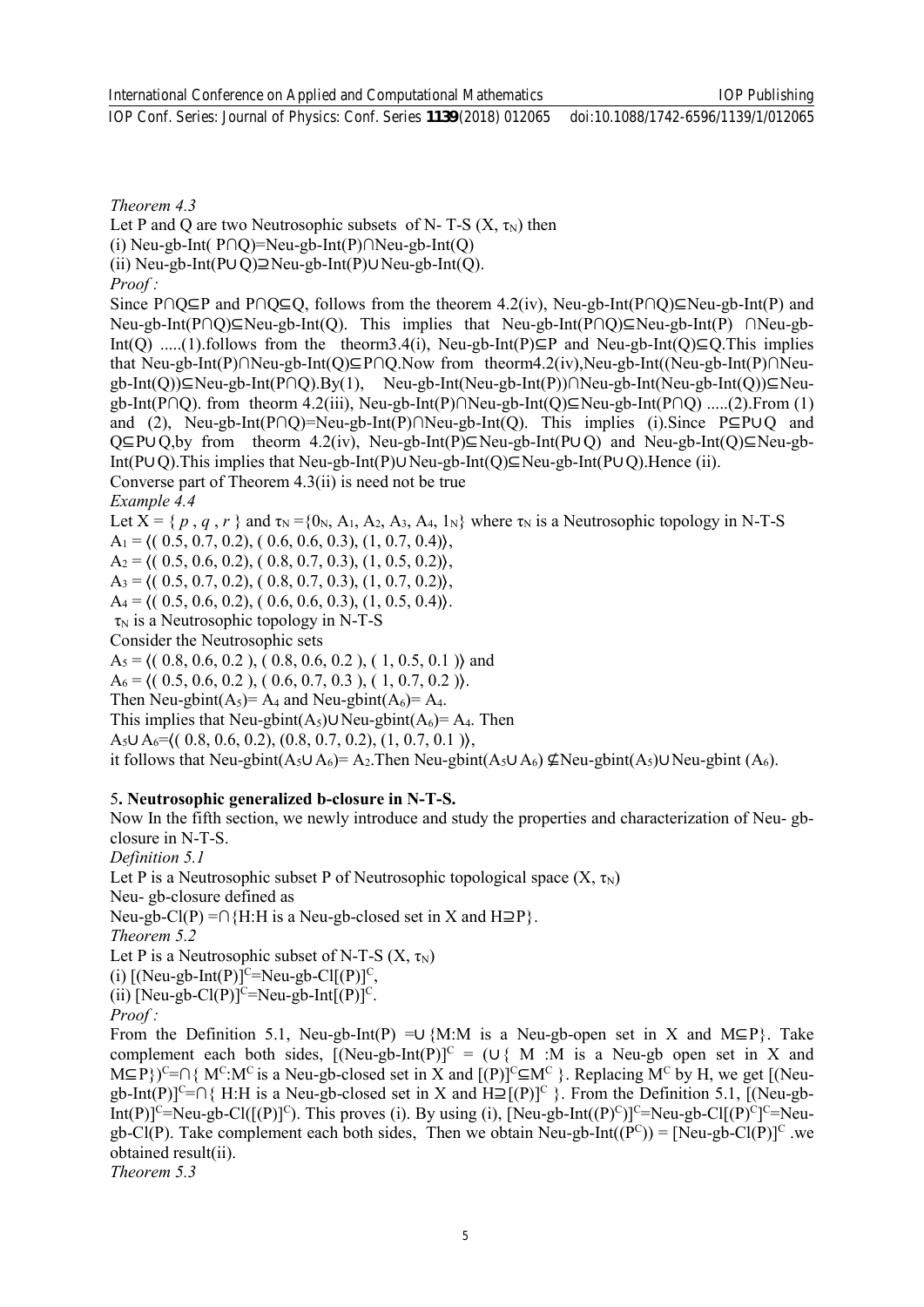*Theorem 4.3*

Let P and Q are two Neutrosophic subsets of N- T-S $(X, \tau_N)$ then

(i) Neu-gb-Int( P∩Q)=Neu-gb-Int(P)∩Neu-gb-Int(Q)

(ii) Neu-gb-Int(P∪Q)⊇Neu-gb-Int(P)∪Neu-gb-Int(Q).

*Proof :*

Since P∩Q⊆P and P∩Q⊆Q, follows from the theorem 4.2(iv), Neu-gb-Int(P∩Q)⊆Neu-gb-Int(P) and Neu-gb-Int(P∩Q)⊆Neu-gb-Int(Q). This implies that Neu-gb-Int(P∩Q)⊆Neu-gb-Int(P) ∩Neu-gb-Int(Q) .....(1).follows from the theorm3.4(i), Neu-gb-Int(P)⊆P and Neu-gb-Int(Q)⊆Q.This implies that Neu-gb-Int(P)∩Neu-gb-Int(Q)⊆P∩Q.Now from theorm4.2(iv),Neu-gb-Int((Neu-gb-Int(P)∩Neu-gb-Int(Q))⊆Neu-gb-Int(P∩Q).By(1), Neu-gb-Int(Neu-gb-Int(P))∩Neu-gb-Int(Neu-gb-Int(Q))⊆Neu-gb-Int(P∩Q). from theorm 4.2(iii), Neu-gb-Int(P)∩Neu-gb-Int(Q)⊆Neu-gb-Int(P∩Q) .....(2).From (1) and (2), Neu-gb-Int(P∩Q)=Neu-gb-Int(P)∩Neu-gb-Int(Q). This implies (i).Since P⊆P∪Q and Q⊆P∪Q,by from theorm 4.2(iv), Neu-gb-Int(P)⊆Neu-gb-Int(P∪Q) and Neu-gb-Int(Q)⊆Neu-gb-Int(P∪Q).This implies that Neu-gb-Int(P)∪Neu-gb-Int(Q)⊆Neu-gb-Int(P∪Q).Hence (ii).

Converse part of Theorem 4.3(ii) is need not be true

*Example 4.4*

Let X = { *p* , *q* , *r* } and $\tau_N = \{0_N, A_1, A_2, A_3, A_4, 1_N\}$ where $\tau_N$ is a Neutrosophic topology in N-T-S

$A_1 = \langle( 0.5, 0.7, 0.2), ( 0.6, 0.6, 0.3), (1, 0.7, 0.4)\rangle$,

$A_2 = \langle( 0.5, 0.6, 0.2), ( 0.8, 0.7, 0.3), (1, 0.5, 0.2)\rangle$,

$A_3 = \langle( 0.5, 0.7, 0.2), ( 0.8, 0.7, 0.3), (1, 0.7, 0.2)\rangle$,

$A_4 = \langle( 0.5, 0.6, 0.2), ( 0.6, 0.6, 0.3), (1, 0.5, 0.4)\rangle$.

$\tau_N$ is a Neutrosophic topology in N-T-S

Consider the Neutrosophic sets

$A_5 = \langle( 0.8, 0.6, 0.2 ), ( 0.8, 0.6, 0.2 ), ( 1, 0.5, 0.1 )\rangle$ and

$A_6 = \langle( 0.5, 0.6, 0.2 ), ( 0.6, 0.7, 0.3 ), ( 1, 0.7, 0.2 )\rangle$.

Then Neu-gbint($A_5$)= $A_4$ and Neu-gbint($A_6$)= $A_4$.

This implies that Neu-gbint($A_5$)∪Neu-gbint($A_6$)= $A_4$. Then

$A_5 \cup A_6 = \langle( 0.8, 0.6, 0.2), (0.8, 0.7, 0.2), (1, 0.7, 0.1 )\rangle$,

it follows that Neu-gbint($A_5 \cup A_6$)= $A_2$.Then Neu-gbint($A_5 \cup A_6$) ⊈Neu-gbint($A_5$)∪Neu-gbint ($A_6$).

## 5. Neutrosophic generalized b-closure in N-T-S.

Now In the fifth section, we newly introduce and study the properties and characterization of Neu- gb-closure in N-T-S.

*Definition 5.1*

Let P is a Neutrosophic subset P of Neutrosophic topological space $(X, \tau_N)$

Neu- gb-closure defined as

Neu-gb-Cl(P) =∩{H:H is a Neu-gb-closed set in X and H⊇P}.

*Theorem 5.2*

Let P is a Neutrosophic subset of N-T-S $(X, \tau_N)$

(i) $[\text{(Neu-gb-Int(P)}]^C$=Neu-gb-Cl$[(P)]^C$,

(ii) $[\text{Neu-gb-Cl(P)}]^C$=Neu-gb-Int$[(P)]^C$.

*Proof :*

From the Definition 5.1, Neu-gb-Int(P) =∪{M:M is a Neu-gb-open set in X and M⊆P}. Take complement each both sides, $[\text{(Neu-gb-Int(P)}]^C$ = (∪{ M :M is a Neu-gb open set in X and M⊆P})$^C$=∩{ $M^C$:$M^C$ is a Neu-gb-closed set in X and $[(P)]^C \subseteq M^C$ }. Replacing $M^C$ by H, we get $[\text{(Neu-gb-Int(P)}]^C$=∩{ H:H is a Neu-gb-closed set in X and H⊇$[(P)]^C$ }. From the Definition 5.1, $[\text{(Neu-gb-Int(P)}]^C$=Neu-gb-Cl($[(P)]^C$). This proves (i). By using (i), $[\text{Neu-gb-Int}((P)^C)]^C$=Neu-gb-Cl$[(P)^C]^C$=Neu-gb-Cl(P). Take complement each both sides, Then we obtain Neu-gb-Int(($P^C$)) = $[\text{Neu-gb-Cl(P)}]^C$ .we obtained result(ii).

*Theorem 5.3*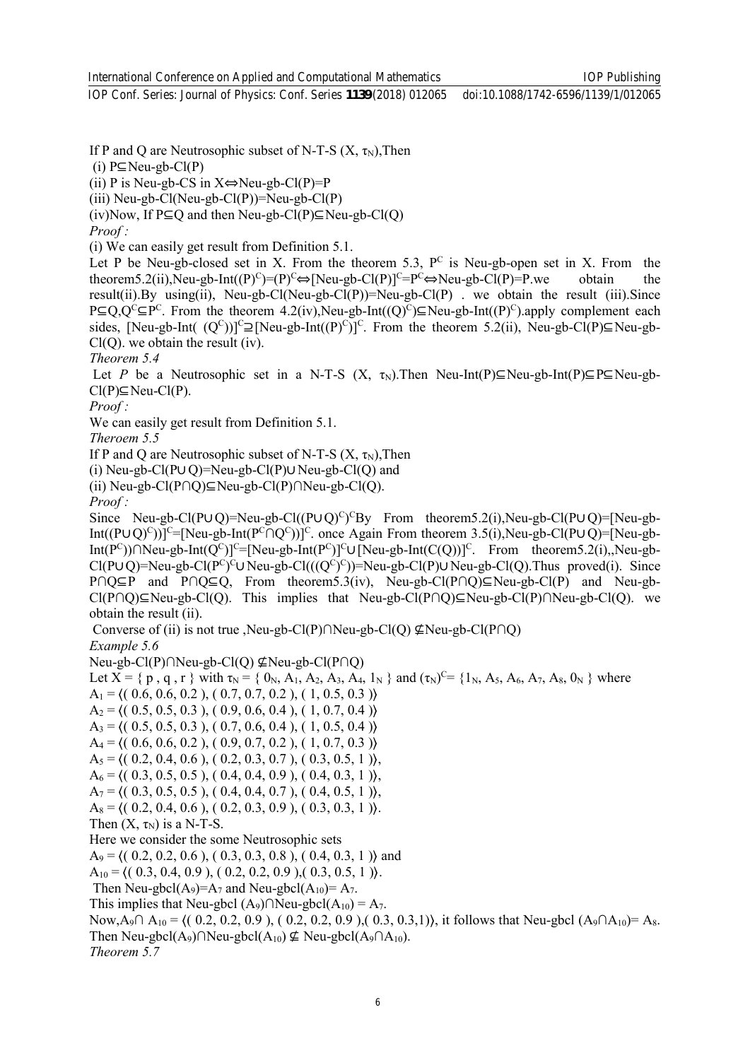If P and Q are Neutrosophic subset of N-T-S $(X, \tau_N)$,Then

(i) $P \subseteq$ Neu-gb-Cl(P)

(ii) P is Neu-gb-CS in X$\Leftrightarrow$Neu-gb-Cl(P)=P

(iii) Neu-gb-Cl(Neu-gb-Cl(P))=Neu-gb-Cl(P)

(iv)Now, If $P \subseteq Q$ and then Neu-gb-Cl(P)$\subseteq$Neu-gb-Cl(Q)

*Proof :*

(i) We can easily get result from Definition 5.1.

Let P be Neu-gb-closed set in X. From the theorem 5.3, $P^C$ is Neu-gb-open set in X. From the theorem5.2(ii),Neu-gb-Int$((P)^C)=(P)^C \Leftrightarrow$[Neu-gb-Cl(P)]$^C=P^C \Leftrightarrow$Neu-gb-Cl(P)=P.we obtain the result(ii).By using(ii), Neu-gb-Cl(Neu-gb-Cl(P))=Neu-gb-Cl(P) . we obtain the result (iii).Since $P \subseteq Q, Q^C \subseteq P^C$. From the theorem 4.2(iv),Neu-gb-Int$((Q)^C) \subseteq$Neu-gb-Int$((P)^C)$.apply complement each sides, [Neu-gb-Int( $(Q^C)$)]$^C \supseteq$[Neu-gb-Int$((P)^C)$]$^C$. From the theorem 5.2(ii), Neu-gb-Cl(P)$\subseteq$Neu-gb-Cl(Q). we obtain the result (iv).

*Theorem 5.4*

Let *P* be a Neutrosophic set in a N-T-S $(X, \tau_N)$.Then Neu-Int(P)$\subseteq$Neu-gb-Int(P)$\subseteq$P$\subseteq$Neu-gb-Cl(P)$\subseteq$Neu-Cl(P).

*Proof :*

We can easily get result from Definition 5.1.

*Theroem 5.5*

If P and Q are Neutrosophic subset of N-T-S $(X, \tau_N)$,Then

(i) Neu-gb-Cl($P \cup Q$)=Neu-gb-Cl(P)$\cup$Neu-gb-Cl(Q) and

(ii) Neu-gb-Cl($P \cap Q$)$\subseteq$Neu-gb-Cl(P)$\cap$Neu-gb-Cl(Q).

*Proof :*

Since Neu-gb-Cl($P \cup Q$)=Neu-gb-Cl$(((P \cup Q)^C)^C$By From theorem5.2(i),Neu-gb-Cl($P \cup Q$)=[Neu-gb-Int$((P \cup Q)^C)$)]$^C$=[Neu-gb-Int$(P^C \cap Q^C)$)]$^C$. once Again From theorem 3.5(i),Neu-gb-Cl($P \cup Q$)=[Neu-gb-Int$(P^C)$)$\cap$Neu-gb-Int$(Q^C)$]$^C$=[Neu-gb-Int$(P^C)$]$^C \cup$[Neu-gb-Int(C(Q))]$^C$. From theorem5.2(i),,Neu-gb-Cl($P \cup Q$)=Neu-gb-Cl$(P^C)^C \cup$Neu-gb-Cl$(((Q^C)^C)$)=Neu-gb-Cl(P)$\cup$Neu-gb-Cl(Q).Thus proved(i). Since $P \cap Q \subseteq P$ and $P \cap Q \subseteq Q$, From theorem5.3(iv), Neu-gb-Cl($P \cap Q$)$\subseteq$Neu-gb-Cl(P) and Neu-gb-Cl($P \cap Q$)$\subseteq$Neu-gb-Cl(Q). This implies that Neu-gb-Cl($P \cap Q$)$\subseteq$Neu-gb-Cl(P)$\cap$Neu-gb-Cl(Q). we obtain the result (ii).

Converse of (ii) is not true ,Neu-gb-Cl(P)$\cap$Neu-gb-Cl(Q) $\nsubseteq$Neu-gb-Cl($P \cap Q$)

*Example 5.6*

Neu-gb-Cl(P)$\cap$Neu-gb-Cl(Q) $\nsubseteq$Neu-gb-Cl($P \cap Q$)

Let X = { p , q , r } with $\tau_N$ = { $0_N$, $A_1$, $A_2$, $A_3$, $A_4$, $1_N$ } and $(\tau_N)^C$= {$1_N$, $A_5$, $A_6$, $A_7$, $A_8$, $0_N$ } where

$A_1$ = ⟨( 0.6, 0.6, 0.2 ), ( 0.7, 0.7, 0.2 ), ( 1, 0.5, 0.3 )⟩

$A_2$ = ⟨( 0.5, 0.5, 0.3 ), ( 0.9, 0.6, 0.4 ), ( 1, 0.7, 0.4 )⟩

$A_3$ = ⟨( 0.5, 0.5, 0.3 ), ( 0.7, 0.6, 0.4 ), ( 1, 0.5, 0.4 )⟩

$A_4$ = ⟨( 0.6, 0.6, 0.2 ), ( 0.9, 0.7, 0.2 ), ( 1, 0.7, 0.3 )⟩

$A_5$ = ⟨( 0.2, 0.4, 0.6 ), ( 0.2, 0.3, 0.7 ), ( 0.3, 0.5, 1 )⟩,

$A_6$ = ⟨( 0.3, 0.5, 0.5 ), ( 0.4, 0.4, 0.9 ), ( 0.4, 0.3, 1 )⟩,

$A_7$ = ⟨( 0.3, 0.5, 0.5 ), ( 0.4, 0.4, 0.7 ), ( 0.4, 0.5, 1 )⟩,

$A_8$ = ⟨( 0.2, 0.4, 0.6 ), ( 0.2, 0.3, 0.9 ), ( 0.3, 0.3, 1 )⟩.

Then $(X, \tau_N)$ is a N-T-S.

Here we consider the some Neutrosophic sets

$A_9$ = ⟨( 0.2, 0.2, 0.6 ), ( 0.3, 0.3, 0.8 ), ( 0.4, 0.3, 1 )⟩ and

$A_{10}$ = ⟨( 0.3, 0.4, 0.9 ), ( 0.2, 0.2, 0.9 ),( 0.3, 0.5, 1 )⟩.

Then Neu-gbcl($A_9$)=$A_7$ and Neu-gbcl($A_{10}$)= $A_7$.

This implies that Neu-gbcl ($A_9$)$\cap$Neu-gbcl($A_{10}$) = $A_7$.

Now,$A_9 \cap A_{10}$ = ⟨( 0.2, 0.2, 0.9 ), ( 0.2, 0.2, 0.9 ),( 0.3, 0.3,1)⟩, it follows that Neu-gbcl ($A_9 \cap A_{10}$)= $A_8$.

Then Neu-gbcl($A_9$)$\cap$Neu-gbcl($A_{10}$) $\nsubseteq$ Neu-gbcl($A_9 \cap A_{10}$).

*Theorem 5.7*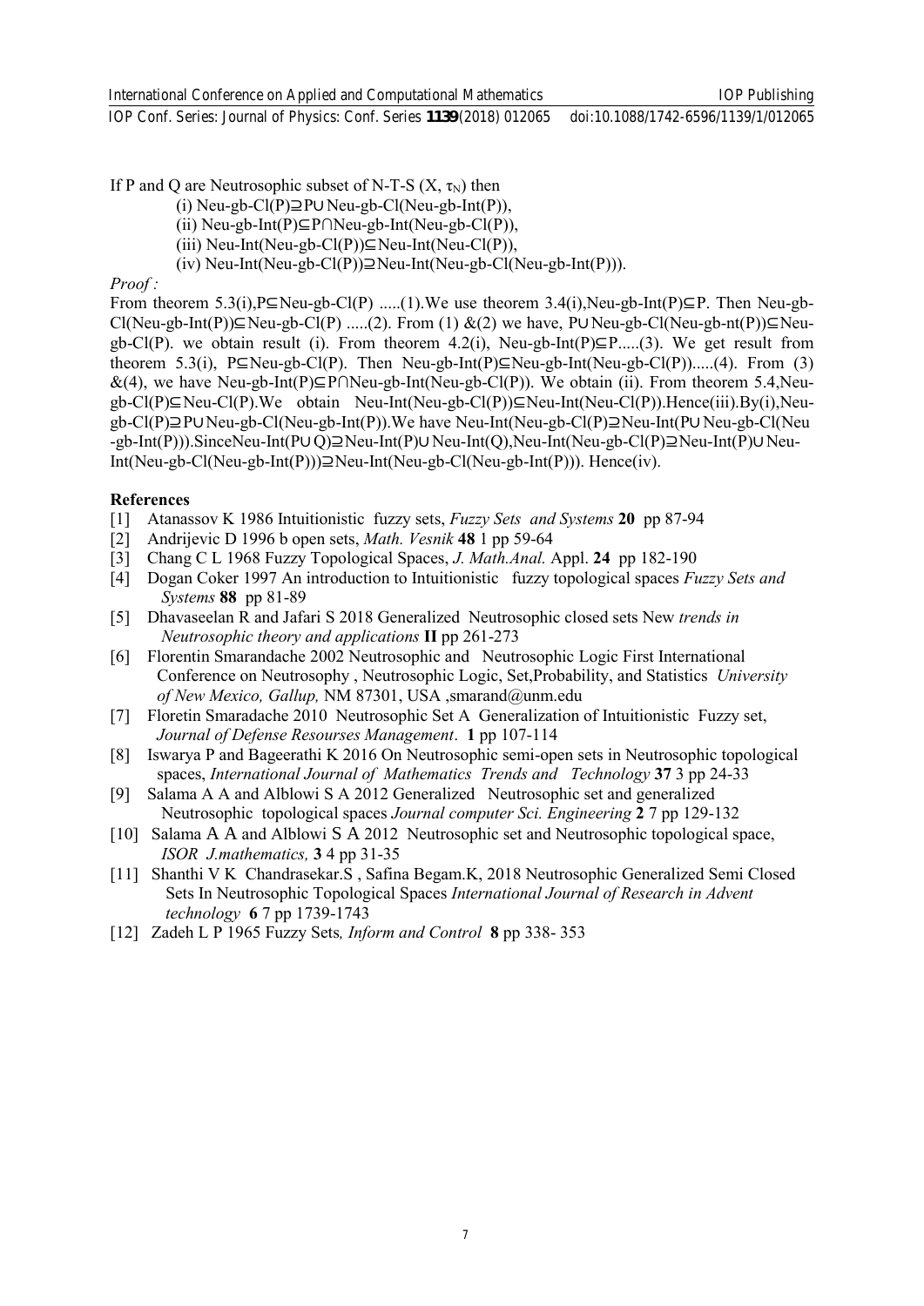If P and Q are Neutrosophic subset of N-T-S $(X, \tau_N)$ then

(i) Neu-gb-Cl(P)⊇P∪Neu-gb-Cl(Neu-gb-Int(P)),

(ii) Neu-gb-Int(P)⊆P∩Neu-gb-Int(Neu-gb-Cl(P)),

(iii) Neu-Int(Neu-gb-Cl(P))⊆Neu-Int(Neu-Cl(P)),

(iv) Neu-Int(Neu-gb-Cl(P))⊇Neu-Int(Neu-gb-Cl(Neu-gb-Int(P))).

*Proof :*

From theorem 5.3(i),P⊆Neu-gb-Cl(P) .....(1).We use theorem 3.4(i),Neu-gb-Int(P)⊆P. Then Neu-gb-Cl(Neu-gb-Int(P))⊆Neu-gb-Cl(P) .....(2). From (1) &(2) we have, P∪Neu-gb-Cl(Neu-gb-nt(P))⊆Neu-gb-Cl(P). we obtain result (i). From theorem 4.2(i), Neu-gb-Int(P)⊆P.....(3). We get result from theorem 5.3(i), P⊆Neu-gb-Cl(P). Then Neu-gb-Int(P)⊆Neu-gb-Int(Neu-gb-Cl(P)).....(4). From (3) &(4), we have Neu-gb-Int(P)⊆P∩Neu-gb-Int(Neu-gb-Cl(P)). We obtain (ii). From theorem 5.4,Neu-gb-Cl(P)⊆Neu-Cl(P).We obtain Neu-Int(Neu-gb-Cl(P))⊆Neu-Int(Neu-Cl(P)).Hence(iii).By(i),Neu-gb-Cl(P)⊇P∪Neu-gb-Cl(Neu-gb-Int(P)).We have Neu-Int(Neu-gb-Cl(P)⊇Neu-Int(P∪Neu-gb-Cl(Neu-gb-Int(P))).SinceNeu-Int(P∪Q)⊇Neu-Int(P)∪Neu-Int(Q),Neu-Int(Neu-gb-Cl(P)⊇Neu-Int(P)∪Neu-Int(Neu-gb-Cl(Neu-gb-Int(P)))⊇Neu-Int(Neu-gb-Cl(Neu-gb-Int(P))). Hence(iv).

## References

[1] Atanassov K 1986 Intuitionistic fuzzy sets, *Fuzzy Sets and Systems* **20** pp 87-94

[2] Andrijevic D 1996 b open sets, *Math. Vesnik* **48** 1 pp 59-64

[3] Chang C L 1968 Fuzzy Topological Spaces, *J. Math.Anal.* Appl. **24** pp 182-190

[4] Dogan Coker 1997 An introduction to Intuitionistic fuzzy topological spaces *Fuzzy Sets and Systems* **88** pp 81-89

[5] Dhavaseelan R and Jafari S 2018 Generalized Neutrosophic closed sets New *trends in Neutrosophic theory and applications* **II** pp 261-273

[6] Florentin Smarandache 2002 Neutrosophic and Neutrosophic Logic First International Conference on Neutrosophy , Neutrosophic Logic, Set,Probability, and Statistics *University of New Mexico, Gallup,* NM 87301, USA ,smarand@unm.edu

[7] Floretin Smaradache 2010 Neutrosophic Set A Generalization of Intuitionistic Fuzzy set, *Journal of Defense Resourses Management*. **1** pp 107-114

[8] Iswarya P and Bageerathi K 2016 On Neutrosophic semi-open sets in Neutrosophic topological spaces, *International Journal of Mathematics Trends and Technology* **37** 3 pp 24-33

[9] Salama A A and Alblowi S A 2012 Generalized Neutrosophic set and generalized Neutrosophic topological spaces *Journal computer Sci. Engineering* **2** 7 pp 129-132

[10] Salama A A and Alblowi S A 2012 Neutrosophic set and Neutrosophic topological space, *ISOR J.mathematics,* **3** 4 pp 31-35

[11] Shanthi V K Chandrasekar.S , Safina Begam.K, 2018 Neutrosophic Generalized Semi Closed Sets In Neutrosophic Topological Spaces *International Journal of Research in Advent technology* **6** 7 pp 1739-1743

[12] Zadeh L P 1965 Fuzzy Sets*, Inform and Control* **8** pp 338- 353